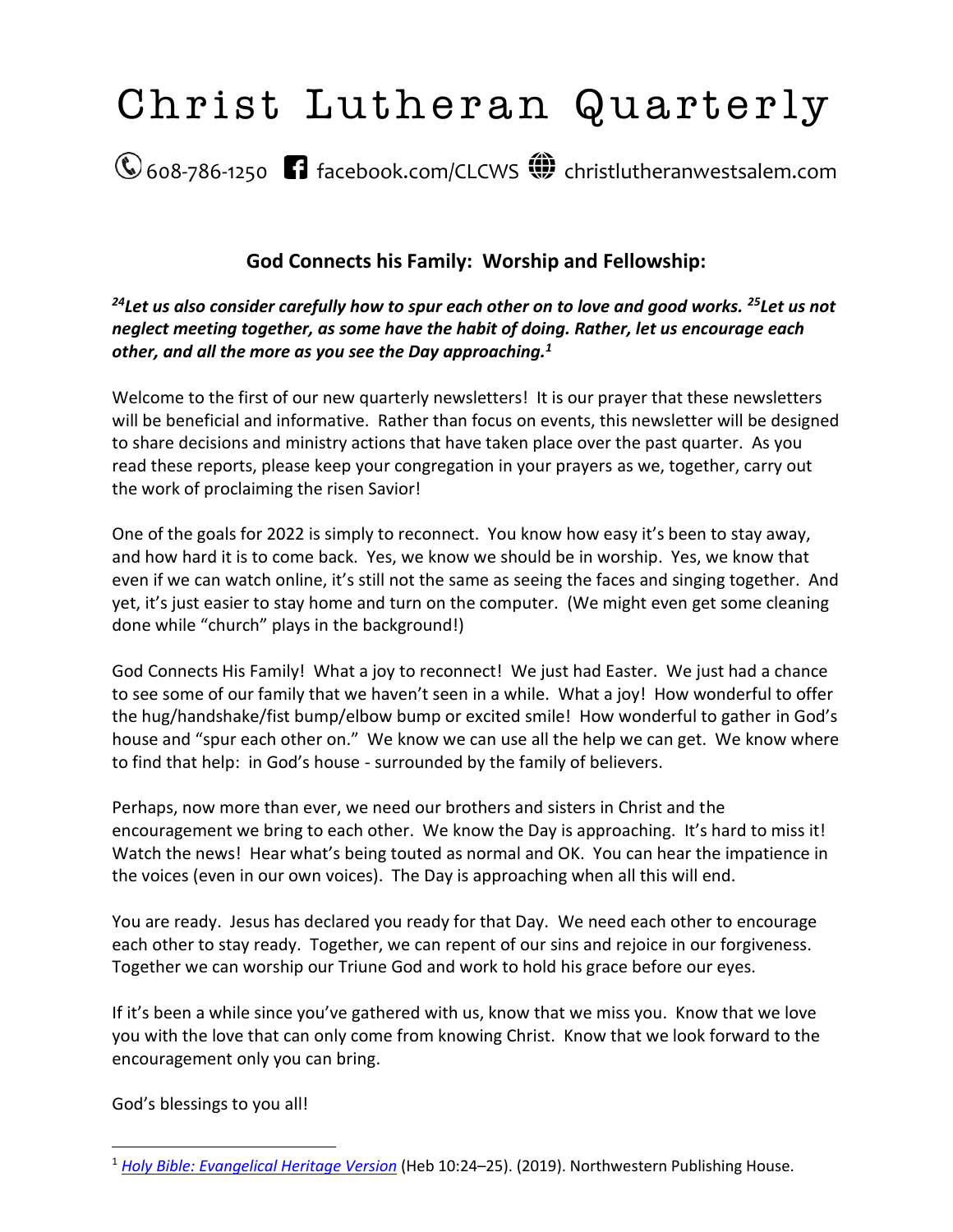# Christ Lutheran Quarterly

608-786-1250 facebook.com/CLCWS christlutheranwestsalem.com

## God Connects his Family: Worship and Fellowship:

***[24]Let us also consider carefully how to spur each other on to love and good works. [25]Let us not neglect meeting together, as some have the habit of doing. Rather, let us encourage each other, and all the more as you see the Day approaching.[1]***

Welcome to the first of our new quarterly newsletters! It is our prayer that these newsletters will be beneficial and informative. Rather than focus on events, this newsletter will be designed to share decisions and ministry actions that have taken place over the past quarter. As you read these reports, please keep your congregation in your prayers as we, together, carry out the work of proclaiming the risen Savior!

One of the goals for 2022 is simply to reconnect. You know how easy it's been to stay away, and how hard it is to come back. Yes, we know we should be in worship. Yes, we know that even if we can watch online, it's still not the same as seeing the faces and singing together. And yet, it's just easier to stay home and turn on the computer. (We might even get some cleaning done while "church" plays in the background!)

God Connects His Family! What a joy to reconnect! We just had Easter. We just had a chance to see some of our family that we haven't seen in a while. What a joy! How wonderful to offer the hug/handshake/fist bump/elbow bump or excited smile! How wonderful to gather in God's house and "spur each other on." We know we can use all the help we can get. We know where to find that help: in God's house - surrounded by the family of believers.

Perhaps, now more than ever, we need our brothers and sisters in Christ and the encouragement we bring to each other. We know the Day is approaching. It's hard to miss it! Watch the news! Hear what's being touted as normal and OK. You can hear the impatience in the voices (even in our own voices). The Day is approaching when all this will end.

You are ready. Jesus has declared you ready for that Day. We need each other to encourage each other to stay ready. Together, we can repent of our sins and rejoice in our forgiveness. Together we can worship our Triune God and work to hold his grace before our eyes.

If it's been a while since you've gathered with us, know that we miss you. Know that we love you with the love that can only come from knowing Christ. Know that we look forward to the encouragement only you can bring.

God's blessings to you all!

---

[1] *Holy Bible: Evangelical Heritage Version* (Heb 10:24–25). (2019). Northwestern Publishing House.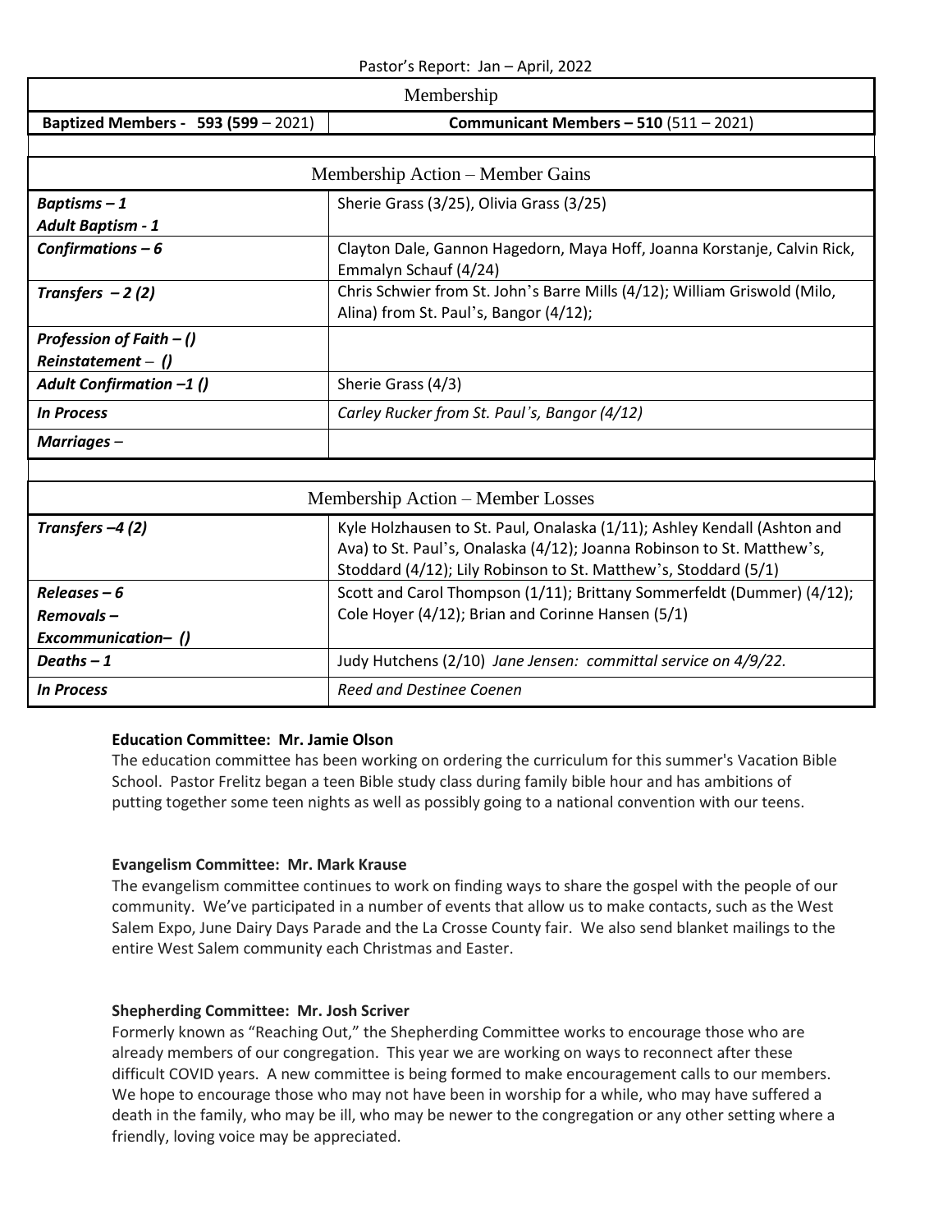Pastor's Report: Jan – April, 2022

| Membership | |
|---|---|
| **Baptized Members - 593 (599** – 2021) | **Communicant Members – 510** (511 – 2021) |
| | |
| Membership Action – Member Gains | |
| ***Baptisms – 1***<br>***Adult Baptism - 1*** | Sherie Grass (3/25), Olivia Grass (3/25) |
| ***Confirmations – 6*** | Clayton Dale, Gannon Hagedorn, Maya Hoff, Joanna Korstanje, Calvin Rick, Emmalyn Schauf (4/24) |
| ***Transfers – 2 (2)*** | Chris Schwier from St. John's Barre Mills (4/12); William Griswold (Milo, Alina) from St. Paul's, Bangor (4/12); |
| ***Profession of Faith – ()***<br>***Reinstatement – ()*** | |
| ***Adult Confirmation –1 ()*** | Sherie Grass (4/3) |
| ***In Process*** | *Carley Rucker from St. Paul's, Bangor (4/12)* |
| ***Marriages –*** | |
| | |
| Membership Action – Member Losses | |
| ***Transfers –4 (2)*** | Kyle Holzhausen to St. Paul, Onalaska (1/11); Ashley Kendall (Ashton and Ava) to St. Paul's, Onalaska (4/12); Joanna Robinson to St. Matthew's, Stoddard (4/12); Lily Robinson to St. Matthew's, Stoddard (5/1) |
| ***Releases – 6***<br>***Removals –***<br>***Excommunication– ()*** | Scott and Carol Thompson (1/11); Brittany Sommerfeldt (Dummer) (4/12); Cole Hoyer (4/12); Brian and Corinne Hansen (5/1) |
| ***Deaths – 1*** | Judy Hutchens (2/10) *Jane Jensen: committal service on 4/9/22.* |
| ***In Process*** | *Reed and Destinee Coenen* |

**Education Committee: Mr. Jamie Olson**

The education committee has been working on ordering the curriculum for this summer's Vacation Bible School. Pastor Frelitz began a teen Bible study class during family bible hour and has ambitions of putting together some teen nights as well as possibly going to a national convention with our teens.

**Evangelism Committee: Mr. Mark Krause**

The evangelism committee continues to work on finding ways to share the gospel with the people of our community. We've participated in a number of events that allow us to make contacts, such as the West Salem Expo, June Dairy Days Parade and the La Crosse County fair. We also send blanket mailings to the entire West Salem community each Christmas and Easter.

**Shepherding Committee: Mr. Josh Scriver**

Formerly known as "Reaching Out," the Shepherding Committee works to encourage those who are already members of our congregation. This year we are working on ways to reconnect after these difficult COVID years. A new committee is being formed to make encouragement calls to our members. We hope to encourage those who may not have been in worship for a while, who may have suffered a death in the family, who may be ill, who may be newer to the congregation or any other setting where a friendly, loving voice may be appreciated.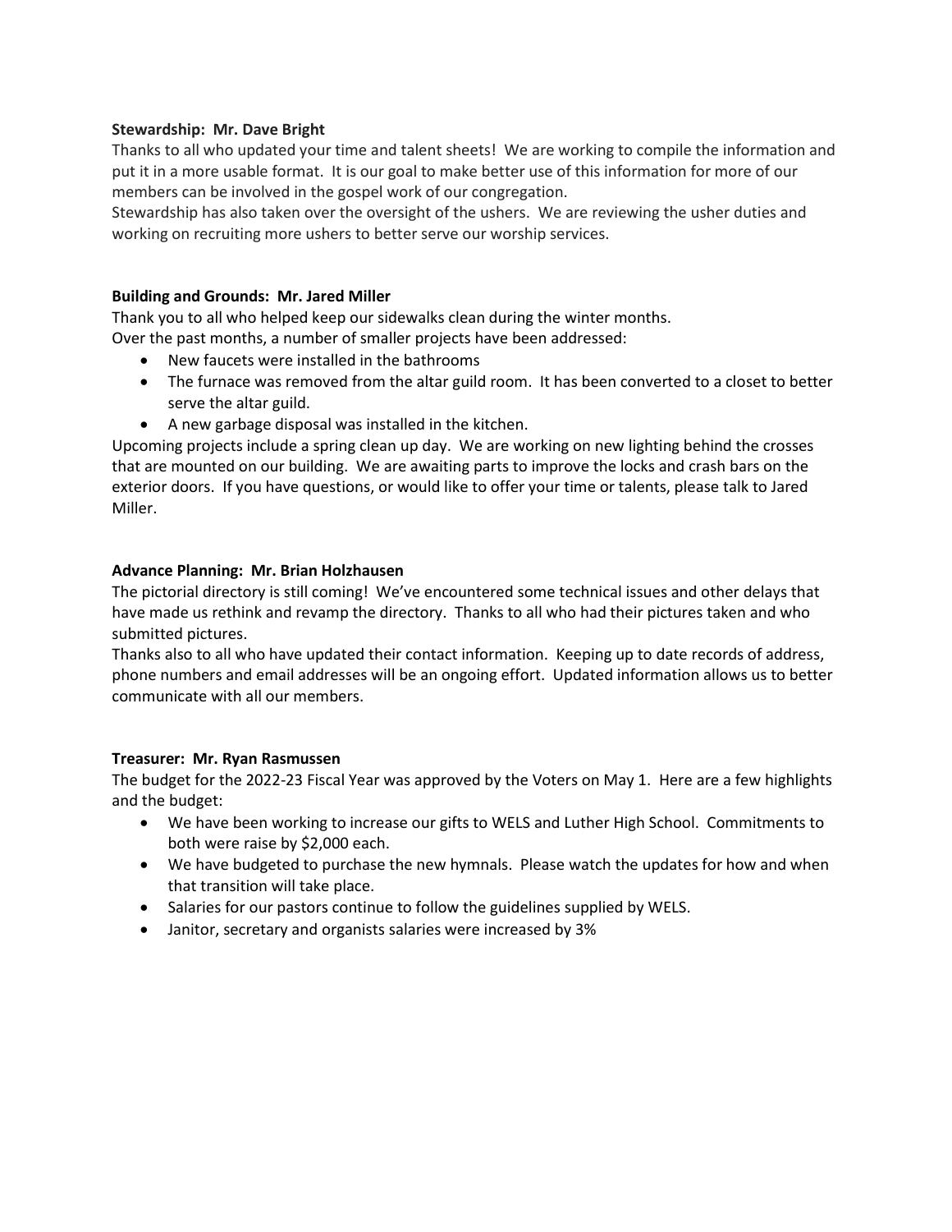**Stewardship: Mr. Dave Bright**

Thanks to all who updated your time and talent sheets! We are working to compile the information and put it in a more usable format. It is our goal to make better use of this information for more of our members can be involved in the gospel work of our congregation.

Stewardship has also taken over the oversight of the ushers. We are reviewing the usher duties and working on recruiting more ushers to better serve our worship services.

**Building and Grounds: Mr. Jared Miller**

Thank you to all who helped keep our sidewalks clean during the winter months.

Over the past months, a number of smaller projects have been addressed:

- New faucets were installed in the bathrooms
- The furnace was removed from the altar guild room. It has been converted to a closet to better serve the altar guild.
- A new garbage disposal was installed in the kitchen.

Upcoming projects include a spring clean up day. We are working on new lighting behind the crosses that are mounted on our building. We are awaiting parts to improve the locks and crash bars on the exterior doors. If you have questions, or would like to offer your time or talents, please talk to Jared Miller.

**Advance Planning: Mr. Brian Holzhausen**

The pictorial directory is still coming! We've encountered some technical issues and other delays that have made us rethink and revamp the directory. Thanks to all who had their pictures taken and who submitted pictures.

Thanks also to all who have updated their contact information. Keeping up to date records of address, phone numbers and email addresses will be an ongoing effort. Updated information allows us to better communicate with all our members.

**Treasurer: Mr. Ryan Rasmussen**

The budget for the 2022-23 Fiscal Year was approved by the Voters on May 1. Here are a few highlights and the budget:

- We have been working to increase our gifts to WELS and Luther High School. Commitments to both were raise by $2,000 each.
- We have budgeted to purchase the new hymnals. Please watch the updates for how and when that transition will take place.
- Salaries for our pastors continue to follow the guidelines supplied by WELS.
- Janitor, secretary and organists salaries were increased by 3%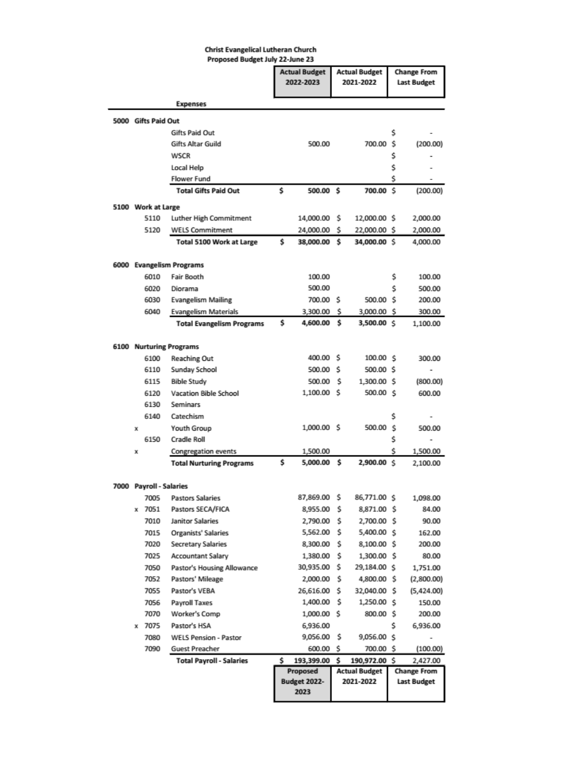**Christ Evangelical Lutheran Church**
**Proposed Budget July 22-June 23**

| | | | Actual Budget 2022-2023 | Actual Budget 2021-2022 | Change From Last Budget |
|---|---|---|---|---|---|
| | | **Expenses** | | | |
| **5000** | **Gifts Paid Out** | | | | |
| | | Gifts Paid Out | | | $ - |
| | | Gifts Altar Guild | 500.00 | 700.00 | $ (200.00) |
| | | WSCR | | | $ - |
| | | Local Help | | | $ - |
| | | Flower Fund | | | $ - |
| | | **Total Gifts Paid Out** | **$ 500.00** | **$ 700.00** | $ (200.00) |
| **5100** | **Work at Large** | | | | |
| | 5110 | Luther High Commitment | 14,000.00 | $ 12,000.00 | $ 2,000.00 |
| | 5120 | WELS Commitment | 24,000.00 | $ 22,000.00 | $ 2,000.00 |
| | | **Total 5100 Work at Large** | **$ 38,000.00** | **$ 34,000.00** | $ 4,000.00 |
| **6000** | **Evangelism Programs** | | | | |
| | 6010 | Fair Booth | 100.00 | | $ 100.00 |
| | 6020 | Diorama | 500.00 | | $ 500.00 |
| | 6030 | Evangelism Mailing | 700.00 | $ 500.00 | $ 200.00 |
| | 6040 | Evangelism Materials | 3,300.00 | $ 3,000.00 | $ 300.00 |
| | | **Total Evangelism Programs** | **$ 4,600.00** | **$ 3,500.00** | $ 1,100.00 |
| **6100** | **Nurturing Programs** | | | | |
| | 6100 | Reaching Out | 400.00 | $ 100.00 | $ 300.00 |
| | 6110 | Sunday School | 500.00 | $ 500.00 | $ - |
| | 6115 | Bible Study | 500.00 | $ 1,300.00 | $ (800.00) |
| | 6120 | Vacation Bible School | 1,100.00 | $ 500.00 | $ 600.00 |
| | 6130 | Seminars | | | |
| | 6140 | Catechism | | | $ - |
| x | | Youth Group | 1,000.00 | $ 500.00 | $ 500.00 |
| | 6150 | Cradle Roll | | | $ - |
| x | | Congregation events | 1,500.00 | | $ 1,500.00 |
| | | **Total Nurturing Programs** | **$ 5,000.00** | **$ 2,900.00** | $ 2,100.00 |
| **7000** | **Payroll - Salaries** | | | | |
| | 7005 | Pastors Salaries | 87,869.00 | $ 86,771.00 | $ 1,098.00 |
| x | 7051 | Pastors SECA/FICA | 8,955.00 | $ 8,871.00 | $ 84.00 |
| | 7010 | Janitor Salaries | 2,790.00 | $ 2,700.00 | $ 90.00 |
| | 7015 | Organists' Salaries | 5,562.00 | $ 5,400.00 | $ 162.00 |
| | 7020 | Secretary Salaries | 8,300.00 | $ 8,100.00 | $ 200.00 |
| | 7025 | Accountant Salary | 1,380.00 | $ 1,300.00 | $ 80.00 |
| | 7050 | Pastor's Housing Allowance | 30,935.00 | $ 29,184.00 | $ 1,751.00 |
| | 7052 | Pastors' Mileage | 2,000.00 | $ 4,800.00 | $ (2,800.00) |
| | 7055 | Pastor's VEBA | 26,616.00 | $ 32,040.00 | $ (5,424.00) |
| | 7056 | Payroll Taxes | 1,400.00 | $ 1,250.00 | $ 150.00 |
| | 7070 | Worker's Comp | 1,000.00 | $ 800.00 | $ 200.00 |
| x | 7075 | Pastor's HSA | 6,936.00 | | $ 6,936.00 |
| | 7080 | WELS Pension - Pastor | 9,056.00 | $ 9,056.00 | $ - |
| | 7090 | Guest Preacher | 600.00 | $ 700.00 | $ (100.00) |
| | | **Total Payroll - Salaries** | $ 193,399.00 | $ 190,972.00 | $ 2,427.00 |
| | | | **Proposed Budget 2022-2023** | **Actual Budget 2021-2022** | **Change From Last Budget** |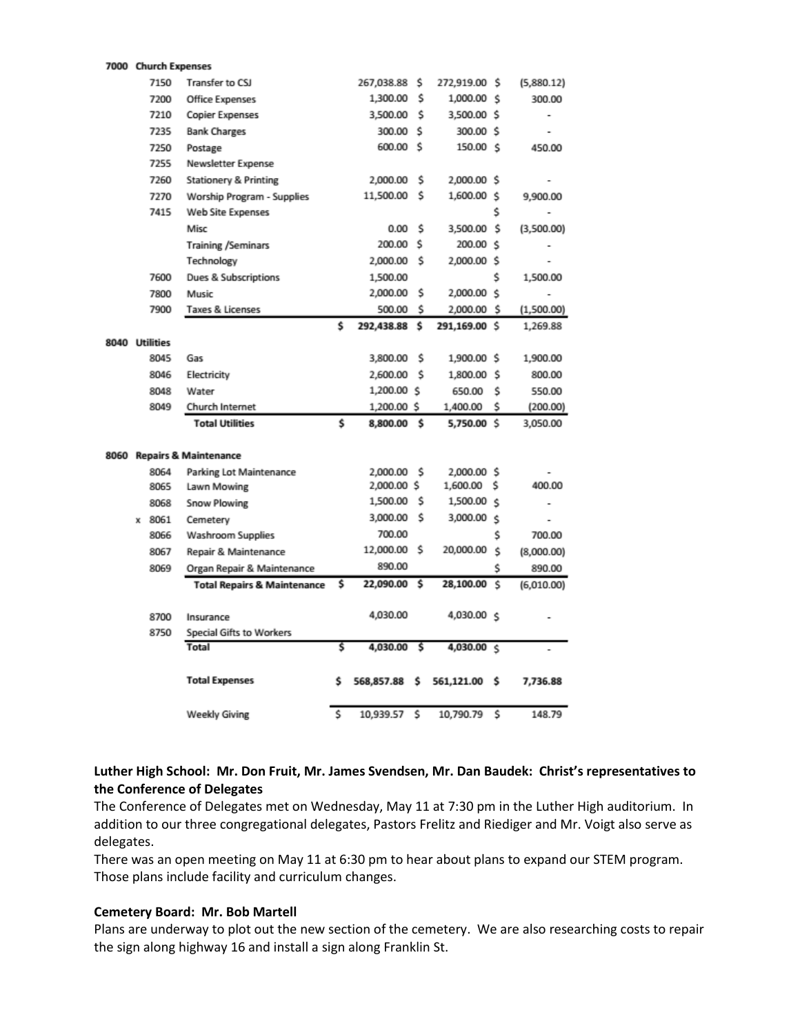| Account | Description | | | |
|---|---|---|---|---|
| **7000** | **Church Expenses** | | | |
| 7150 | Transfer to CSJ | 267,038.88 | $ 272,919.00 | $ (5,880.12) |
| 7200 | Office Expenses | 1,300.00 | $ 1,000.00 | $ 300.00 |
| 7210 | Copier Expenses | 3,500.00 | $ 3,500.00 | $ - |
| 7235 | Bank Charges | 300.00 | $ 300.00 | $ - |
| 7250 | Postage | 600.00 | $ 150.00 | $ 450.00 |
| 7255 | Newsletter Expense | | | |
| 7260 | Stationery & Printing | 2,000.00 | $ 2,000.00 | $ - |
| 7270 | Worship Program - Supplies | 11,500.00 | $ 1,600.00 | $ 9,900.00 |
| 7415 | Web Site Expenses | | | $ - |
| | Misc | 0.00 | $ 3,500.00 | $ (3,500.00) |
| | Training /Seminars | 200.00 | $ 200.00 | $ - |
| | Technology | 2,000.00 | $ 2,000.00 | $ - |
| 7600 | Dues & Subscriptions | 1,500.00 | | $ 1,500.00 |
| 7800 | Music | 2,000.00 | $ 2,000.00 | $ - |
| 7900 | Taxes & Licenses | 500.00 | $ 2,000.00 | $ (1,500.00) |
| | | $ 292,438.88 | $ 291,169.00 | $ 1,269.88 |
| **8040** | **Utilities** | | | |
| 8045 | Gas | 3,800.00 | $ 1,900.00 | $ 1,900.00 |
| 8046 | Electricity | 2,600.00 | $ 1,800.00 | $ 800.00 |
| 8048 | Water | 1,200.00 | $ 650.00 | $ 550.00 |
| 8049 | Church Internet | 1,200.00 | $ 1,400.00 | $ (200.00) |
| | **Total Utilities** | $ 8,800.00 | $ 5,750.00 | $ 3,050.00 |
| **8060** | **Repairs & Maintenance** | | | |
| 8064 | Parking Lot Maintenance | 2,000.00 | $ 2,000.00 | $ - |
| 8065 | Lawn Mowing | 2,000.00 | $ 1,600.00 | $ 400.00 |
| 8068 | Snow Plowing | 1,500.00 | $ 1,500.00 | $ - |
| x 8061 | Cemetery | 3,000.00 | $ 3,000.00 | $ - |
| 8066 | Washroom Supplies | 700.00 | | $ 700.00 |
| 8067 | Repair & Maintenance | 12,000.00 | $ 20,000.00 | $ (8,000.00) |
| 8069 | Organ Repair & Maintenance | 890.00 | | $ 890.00 |
| | **Total Repairs & Maintenance** | $ 22,090.00 | $ 28,100.00 | $ (6,010.00) |
| 8700 | Insurance | 4,030.00 | 4,030.00 | $ - |
| 8750 | Special Gifts to Workers | | | |
| | Total | $ 4,030.00 | $ 4,030.00 | $ - |
| | **Total Expenses** | $ 568,857.88 | $ 561,121.00 | $ 7,736.88 |
| | Weekly Giving | $ 10,939.57 | $ 10,790.79 | $ 148.79 |

**Luther High School: Mr. Don Fruit, Mr. James Svendsen, Mr. Dan Baudek: Christ's representatives to the Conference of Delegates**

The Conference of Delegates met on Wednesday, May 11 at 7:30 pm in the Luther High auditorium. In addition to our three congregational delegates, Pastors Frelitz and Riediger and Mr. Voigt also serve as delegates.

There was an open meeting on May 11 at 6:30 pm to hear about plans to expand our STEM program. Those plans include facility and curriculum changes.

**Cemetery Board: Mr. Bob Martell**

Plans are underway to plot out the new section of the cemetery. We are also researching costs to repair the sign along highway 16 and install a sign along Franklin St.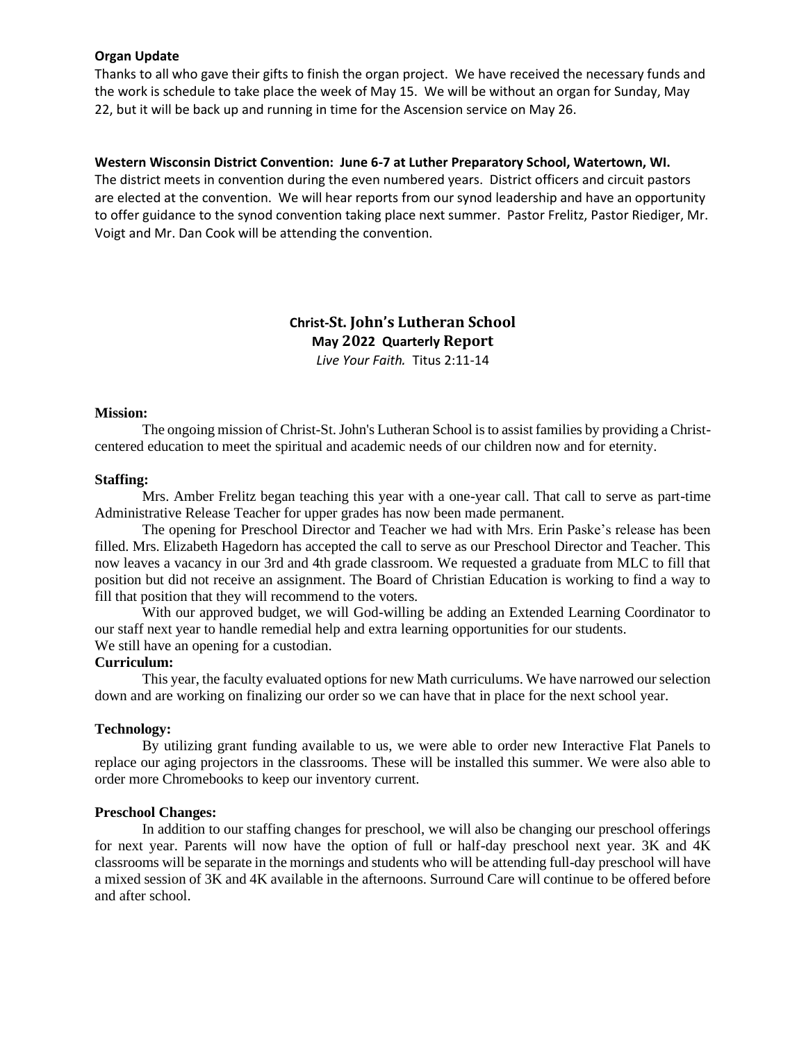**Organ Update**

Thanks to all who gave their gifts to finish the organ project. We have received the necessary funds and the work is schedule to take place the week of May 15. We will be without an organ for Sunday, May 22, but it will be back up and running in time for the Ascension service on May 26.

**Western Wisconsin District Convention: June 6-7 at Luther Preparatory School, Watertown, WI.**

The district meets in convention during the even numbered years. District officers and circuit pastors are elected at the convention. We will hear reports from our synod leadership and have an opportunity to offer guidance to the synod convention taking place next summer. Pastor Frelitz, Pastor Riediger, Mr. Voigt and Mr. Dan Cook will be attending the convention.

## Christ-St. John's Lutheran School
## May 2022 Quarterly Report

*Live Your Faith.* Titus 2:11-14

**Mission:**

The ongoing mission of Christ-St. John's Lutheran School is to assist families by providing a Christ-centered education to meet the spiritual and academic needs of our children now and for eternity.

**Staffing:**

Mrs. Amber Frelitz began teaching this year with a one-year call. That call to serve as part-time Administrative Release Teacher for upper grades has now been made permanent.

The opening for Preschool Director and Teacher we had with Mrs. Erin Paske's release has been filled. Mrs. Elizabeth Hagedorn has accepted the call to serve as our Preschool Director and Teacher. This now leaves a vacancy in our 3rd and 4th grade classroom. We requested a graduate from MLC to fill that position but did not receive an assignment. The Board of Christian Education is working to find a way to fill that position that they will recommend to the voters.

With our approved budget, we will God-willing be adding an Extended Learning Coordinator to our staff next year to handle remedial help and extra learning opportunities for our students.

We still have an opening for a custodian.

**Curriculum:**

This year, the faculty evaluated options for new Math curriculums. We have narrowed our selection down and are working on finalizing our order so we can have that in place for the next school year.

**Technology:**

By utilizing grant funding available to us, we were able to order new Interactive Flat Panels to replace our aging projectors in the classrooms. These will be installed this summer. We were also able to order more Chromebooks to keep our inventory current.

**Preschool Changes:**

In addition to our staffing changes for preschool, we will also be changing our preschool offerings for next year. Parents will now have the option of full or half-day preschool next year. 3K and 4K classrooms will be separate in the mornings and students who will be attending full-day preschool will have a mixed session of 3K and 4K available in the afternoons. Surround Care will continue to be offered before and after school.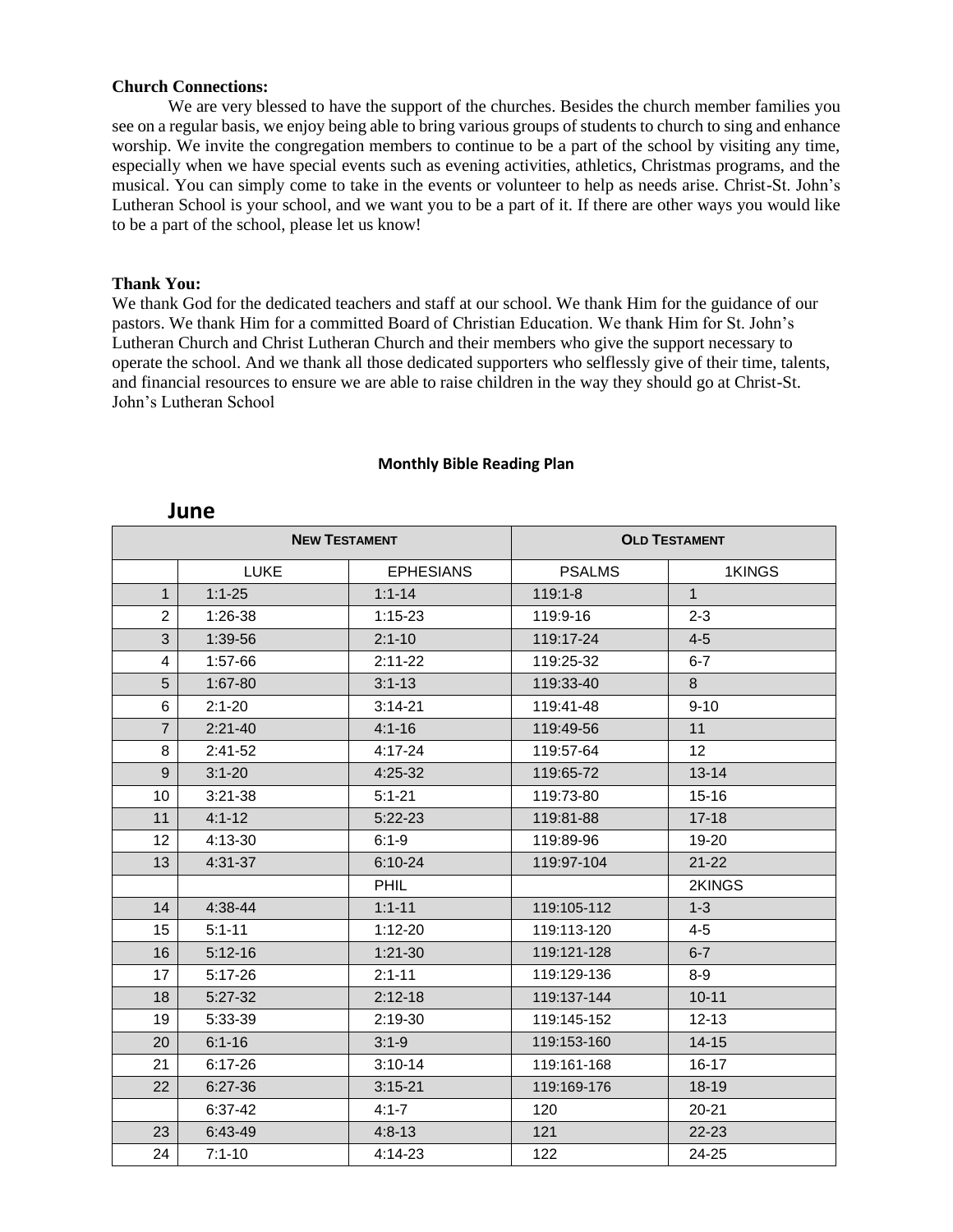**Church Connections:**

We are very blessed to have the support of the churches. Besides the church member families you see on a regular basis, we enjoy being able to bring various groups of students to church to sing and enhance worship. We invite the congregation members to continue to be a part of the school by visiting any time, especially when we have special events such as evening activities, athletics, Christmas programs, and the musical. You can simply come to take in the events or volunteer to help as needs arise. Christ-St. John's Lutheran School is your school, and we want you to be a part of it. If there are other ways you would like to be a part of the school, please let us know!

**Thank You:**

We thank God for the dedicated teachers and staff at our school. We thank Him for the guidance of our pastors. We thank Him for a committed Board of Christian Education. We thank Him for St. John's Lutheran Church and Christ Lutheran Church and their members who give the support necessary to operate the school. And we thank all those dedicated supporters who selflessly give of their time, talents, and financial resources to ensure we are able to raise children in the way they should go at Christ-St. John's Lutheran School

**Monthly Bible Reading Plan**

## June

| NEW TESTAMENT | | | OLD TESTAMENT | |
|---|---|---|---|---|
| | LUKE | EPHESIANS | PSALMS | 1KINGS |
| 1 | 1:1-25 | 1:1-14 | 119:1-8 | 1 |
| 2 | 1:26-38 | 1:15-23 | 119:9-16 | 2-3 |
| 3 | 1:39-56 | 2:1-10 | 119:17-24 | 4-5 |
| 4 | 1:57-66 | 2:11-22 | 119:25-32 | 6-7 |
| 5 | 1:67-80 | 3:1-13 | 119:33-40 | 8 |
| 6 | 2:1-20 | 3:14-21 | 119:41-48 | 9-10 |
| 7 | 2:21-40 | 4:1-16 | 119:49-56 | 11 |
| 8 | 2:41-52 | 4:17-24 | 119:57-64 | 12 |
| 9 | 3:1-20 | 4:25-32 | 119:65-72 | 13-14 |
| 10 | 3:21-38 | 5:1-21 | 119:73-80 | 15-16 |
| 11 | 4:1-12 | 5:22-23 | 119:81-88 | 17-18 |
| 12 | 4:13-30 | 6:1-9 | 119:89-96 | 19-20 |
| 13 | 4:31-37 | 6:10-24 | 119:97-104 | 21-22 |
| | | PHIL | | 2KINGS |
| 14 | 4:38-44 | 1:1-11 | 119:105-112 | 1-3 |
| 15 | 5:1-11 | 1:12-20 | 119:113-120 | 4-5 |
| 16 | 5:12-16 | 1:21-30 | 119:121-128 | 6-7 |
| 17 | 5:17-26 | 2:1-11 | 119:129-136 | 8-9 |
| 18 | 5:27-32 | 2:12-18 | 119:137-144 | 10-11 |
| 19 | 5:33-39 | 2:19-30 | 119:145-152 | 12-13 |
| 20 | 6:1-16 | 3:1-9 | 119:153-160 | 14-15 |
| 21 | 6:17-26 | 3:10-14 | 119:161-168 | 16-17 |
| 22 | 6:27-36 | 3:15-21 | 119:169-176 | 18-19 |
| | 6:37-42 | 4:1-7 | 120 | 20-21 |
| 23 | 6:43-49 | 4:8-13 | 121 | 22-23 |
| 24 | 7:1-10 | 4:14-23 | 122 | 24-25 |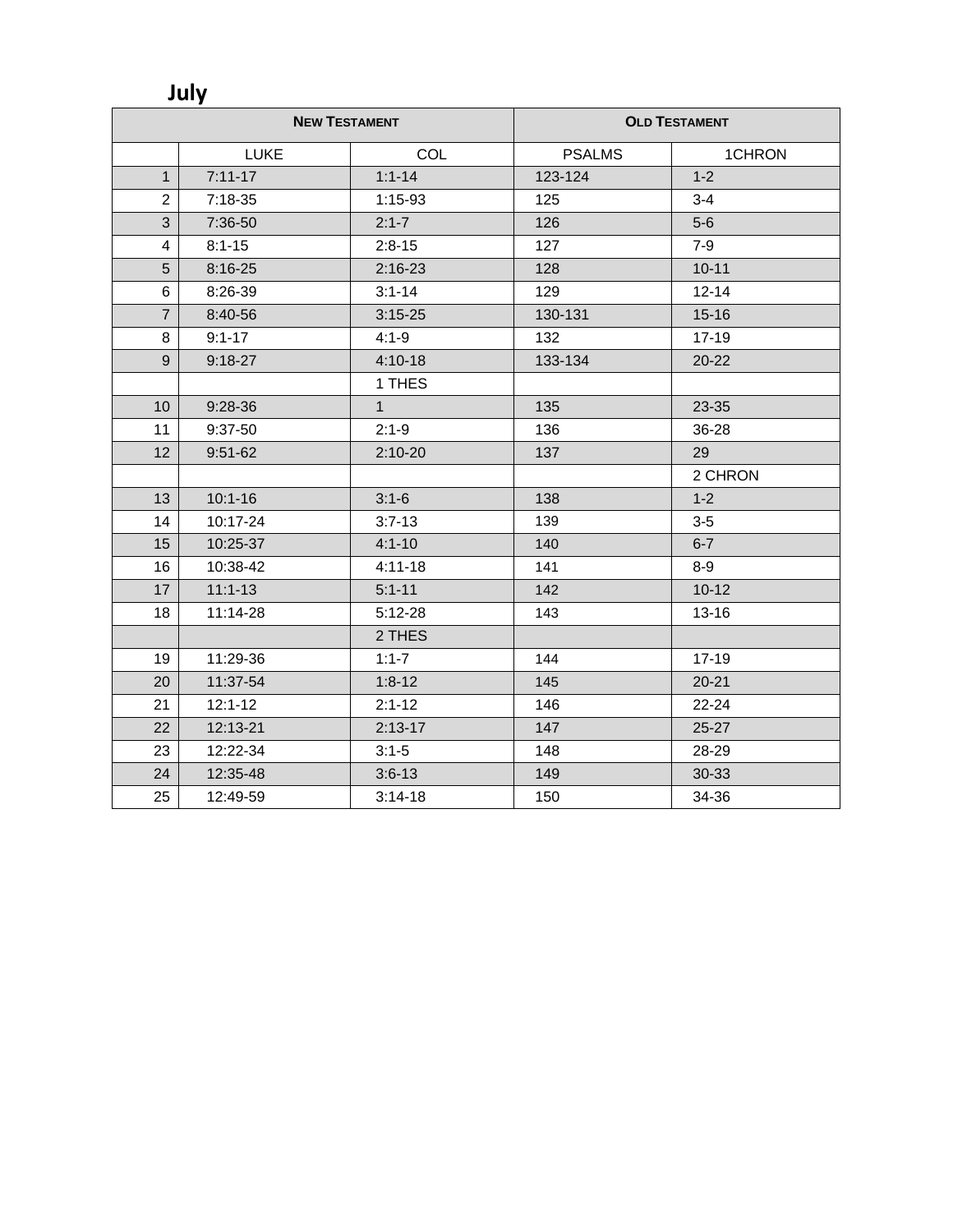## July

| | NEW TESTAMENT | | OLD TESTAMENT | |
|---|---|---|---|---|
| | LUKE | COL | PSALMS | 1CHRON |
| 1 | 7:11-17 | 1:1-14 | 123-124 | 1-2 |
| 2 | 7:18-35 | 1:15-93 | 125 | 3-4 |
| 3 | 7:36-50 | 2:1-7 | 126 | 5-6 |
| 4 | 8:1-15 | 2:8-15 | 127 | 7-9 |
| 5 | 8:16-25 | 2:16-23 | 128 | 10-11 |
| 6 | 8:26-39 | 3:1-14 | 129 | 12-14 |
| 7 | 8:40-56 | 3:15-25 | 130-131 | 15-16 |
| 8 | 9:1-17 | 4:1-9 | 132 | 17-19 |
| 9 | 9:18-27 | 4:10-18 | 133-134 | 20-22 |
| | | 1 THES | | |
| 10 | 9:28-36 | 1 | 135 | 23-35 |
| 11 | 9:37-50 | 2:1-9 | 136 | 36-28 |
| 12 | 9:51-62 | 2:10-20 | 137 | 29 |
| | | | | 2 CHRON |
| 13 | 10:1-16 | 3:1-6 | 138 | 1-2 |
| 14 | 10:17-24 | 3:7-13 | 139 | 3-5 |
| 15 | 10:25-37 | 4:1-10 | 140 | 6-7 |
| 16 | 10:38-42 | 4:11-18 | 141 | 8-9 |
| 17 | 11:1-13 | 5:1-11 | 142 | 10-12 |
| 18 | 11:14-28 | 5:12-28 | 143 | 13-16 |
| | | 2 THES | | |
| 19 | 11:29-36 | 1:1-7 | 144 | 17-19 |
| 20 | 11:37-54 | 1:8-12 | 145 | 20-21 |
| 21 | 12:1-12 | 2:1-12 | 146 | 22-24 |
| 22 | 12:13-21 | 2:13-17 | 147 | 25-27 |
| 23 | 12:22-34 | 3:1-5 | 148 | 28-29 |
| 24 | 12:35-48 | 3:6-13 | 149 | 30-33 |
| 25 | 12:49-59 | 3:14-18 | 150 | 34-36 |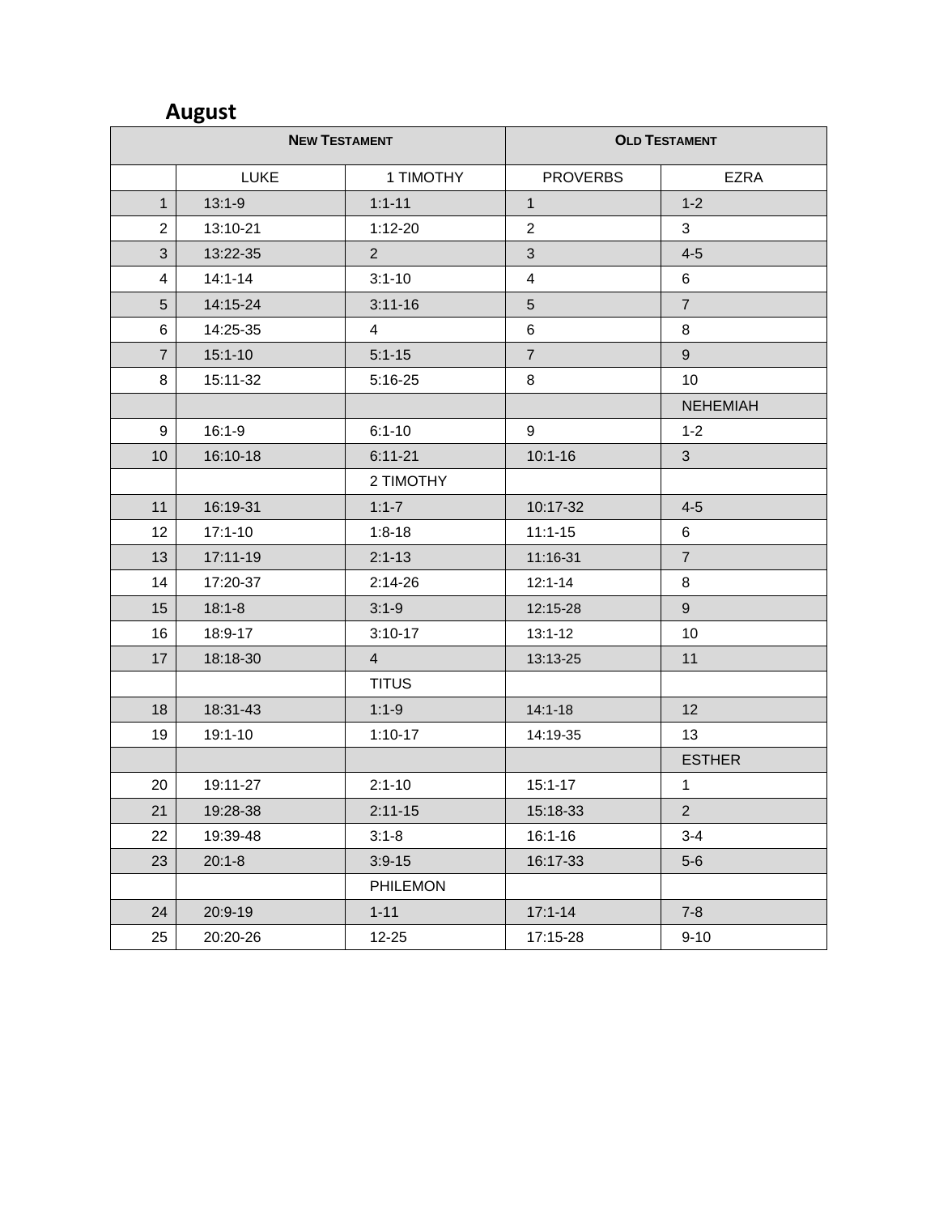## August

| NEW TESTAMENT | | | OLD TESTAMENT | |
|---|---|---|---|---|
| | LUKE | 1 TIMOTHY | PROVERBS | EZRA |
| 1 | 13:1-9 | 1:1-11 | 1 | 1-2 |
| 2 | 13:10-21 | 1:12-20 | 2 | 3 |
| 3 | 13:22-35 | 2 | 3 | 4-5 |
| 4 | 14:1-14 | 3:1-10 | 4 | 6 |
| 5 | 14:15-24 | 3:11-16 | 5 | 7 |
| 6 | 14:25-35 | 4 | 6 | 8 |
| 7 | 15:1-10 | 5:1-15 | 7 | 9 |
| 8 | 15:11-32 | 5:16-25 | 8 | 10 |
| | | | | NEHEMIAH |
| 9 | 16:1-9 | 6:1-10 | 9 | 1-2 |
| 10 | 16:10-18 | 6:11-21 | 10:1-16 | 3 |
| | | 2 TIMOTHY | | |
| 11 | 16:19-31 | 1:1-7 | 10:17-32 | 4-5 |
| 12 | 17:1-10 | 1:8-18 | 11:1-15 | 6 |
| 13 | 17:11-19 | 2:1-13 | 11:16-31 | 7 |
| 14 | 17:20-37 | 2:14-26 | 12:1-14 | 8 |
| 15 | 18:1-8 | 3:1-9 | 12:15-28 | 9 |
| 16 | 18:9-17 | 3:10-17 | 13:1-12 | 10 |
| 17 | 18:18-30 | 4 | 13:13-25 | 11 |
| | | TITUS | | |
| 18 | 18:31-43 | 1:1-9 | 14:1-18 | 12 |
| 19 | 19:1-10 | 1:10-17 | 14:19-35 | 13 |
| | | | | ESTHER |
| 20 | 19:11-27 | 2:1-10 | 15:1-17 | 1 |
| 21 | 19:28-38 | 2:11-15 | 15:18-33 | 2 |
| 22 | 19:39-48 | 3:1-8 | 16:1-16 | 3-4 |
| 23 | 20:1-8 | 3:9-15 | 16:17-33 | 5-6 |
| | | PHILEMON | | |
| 24 | 20:9-19 | 1-11 | 17:1-14 | 7-8 |
| 25 | 20:20-26 | 12-25 | 17:15-28 | 9-10 |